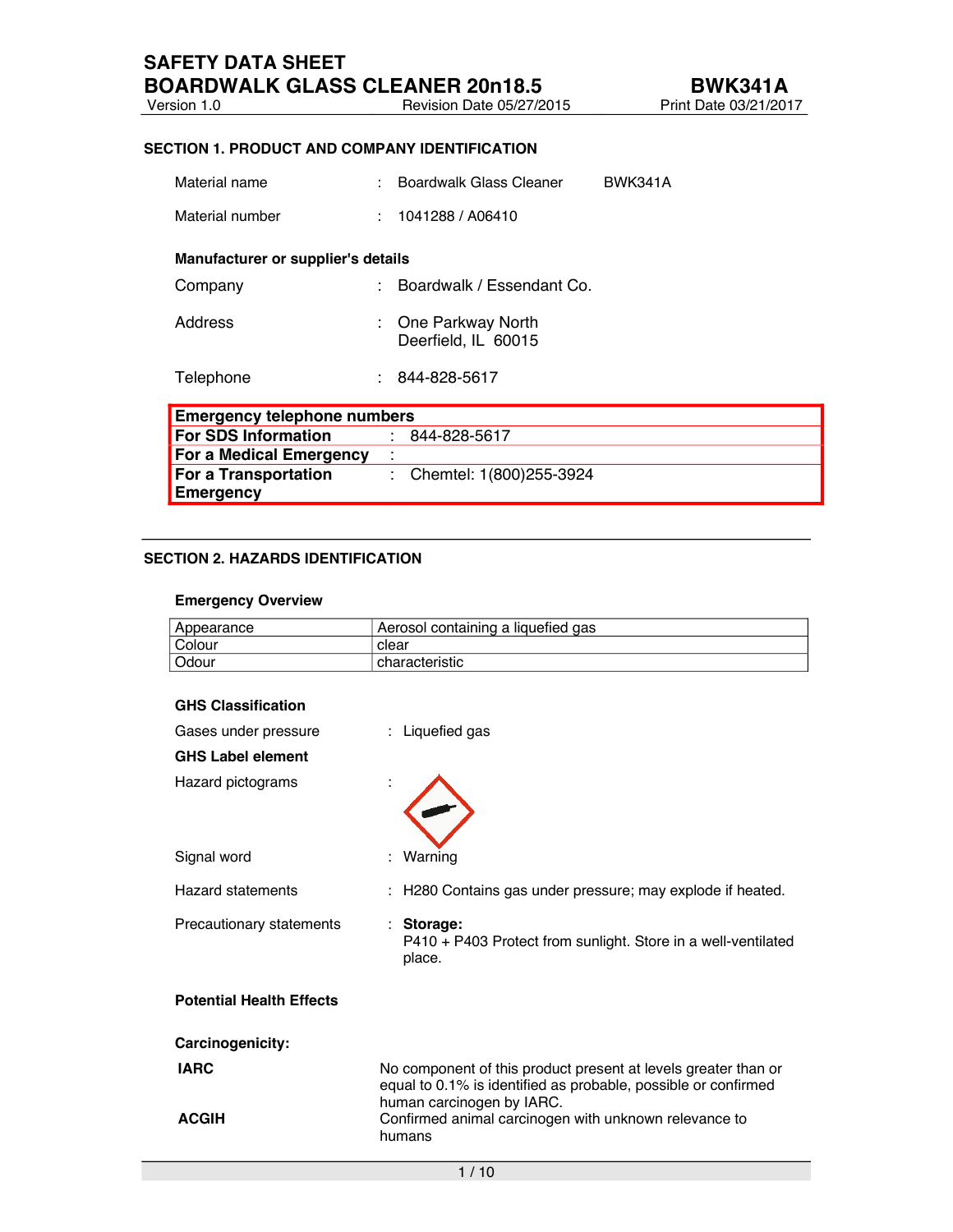# SAFETY DATA SHEET
# BOARDWALK GLASS CLEANER 20n18.5 BWK341A

Version 1.0 Revision Date 05/27/2015 Print Date 03/21/2017

## SECTION 1. PRODUCT AND COMPANY IDENTIFICATION

Material name : Boardwalk Glass Cleaner BWK341A

Material number : 1041288 / A06410

**Manufacturer or supplier's details**

Company : Boardwalk / Essendant Co.

Address : One Parkway North
Deerfield, IL 60015

Telephone : 844-828-5617

| **Emergency telephone numbers** | |
|---|---|
| **For SDS Information** | : 844-828-5617 |
| **For a Medical Emergency** | : |
| **For a Transportation Emergency** | : Chemtel: 1(800)255-3924 |

## SECTION 2. HAZARDS IDENTIFICATION

**Emergency Overview**

| Appearance | Aerosol containing a liquefied gas |
|---|---|
| Colour | clear |
| Odour | characteristic |

**GHS Classification**

Gases under pressure : Liquefied gas

**GHS Label element**

Hazard pictograms :

Signal word : Warning

Hazard statements : H280 Contains gas under pressure; may explode if heated.

Precautionary statements : **Storage:**
P410 + P403 Protect from sunlight. Store in a well-ventilated place.

**Potential Health Effects**

**Carcinogenicity:**

**IARC** No component of this product present at levels greater than or equal to 0.1% is identified as probable, possible or confirmed human carcinogen by IARC.

**ACGIH** Confirmed animal carcinogen with unknown relevance to humans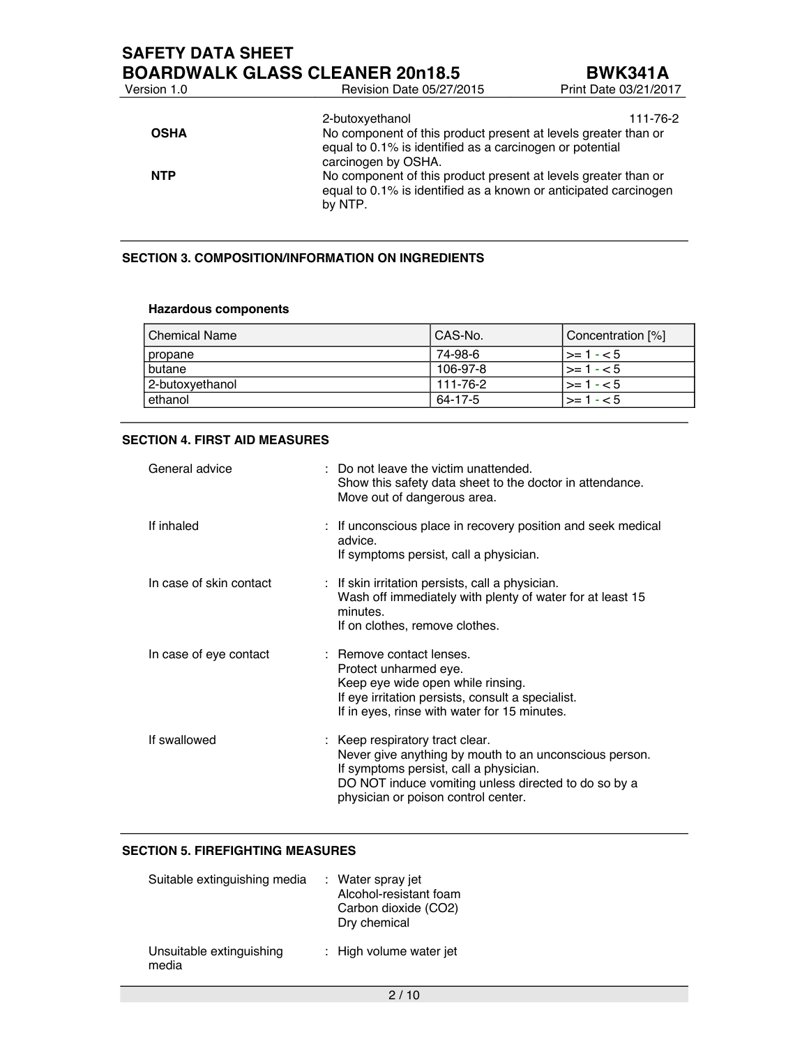| | | |
|---|---|---|
| | 2-butoxyethanol | 111-76-2 |
| **OSHA** | No component of this product present at levels greater than or equal to 0.1% is identified as a carcinogen or potential carcinogen by OSHA. | |
| **NTP** | No component of this product present at levels greater than or equal to 0.1% is identified as a known or anticipated carcinogen by NTP. | |

## SECTION 3. COMPOSITION/INFORMATION ON INGREDIENTS

**Hazardous components**

| Chemical Name | CAS-No. | Concentration [%] |
|---|---|---|
| propane | 74-98-6 | >= 1 - < 5 |
| butane | 106-97-8 | >= 1 - < 5 |
| 2-butoxyethanol | 111-76-2 | >= 1 - < 5 |
| ethanol | 64-17-5 | >= 1 - < 5 |

## SECTION 4. FIRST AID MEASURES

General advice : Do not leave the victim unattended.
Show this safety data sheet to the doctor in attendance.
Move out of dangerous area.

If inhaled : If unconscious place in recovery position and seek medical advice.
If symptoms persist, call a physician.

In case of skin contact : If skin irritation persists, call a physician.
Wash off immediately with plenty of water for at least 15 minutes.
If on clothes, remove clothes.

In case of eye contact : Remove contact lenses.
Protect unharmed eye.
Keep eye wide open while rinsing.
If eye irritation persists, consult a specialist.
If in eyes, rinse with water for 15 minutes.

If swallowed : Keep respiratory tract clear.
Never give anything by mouth to an unconscious person.
If symptoms persist, call a physician.
DO NOT induce vomiting unless directed to do so by a physician or poison control center.

## SECTION 5. FIREFIGHTING MEASURES

Suitable extinguishing media : Water spray jet
Alcohol-resistant foam
Carbon dioxide ($CO_2$)
Dry chemical

Unsuitable extinguishing media : High volume water jet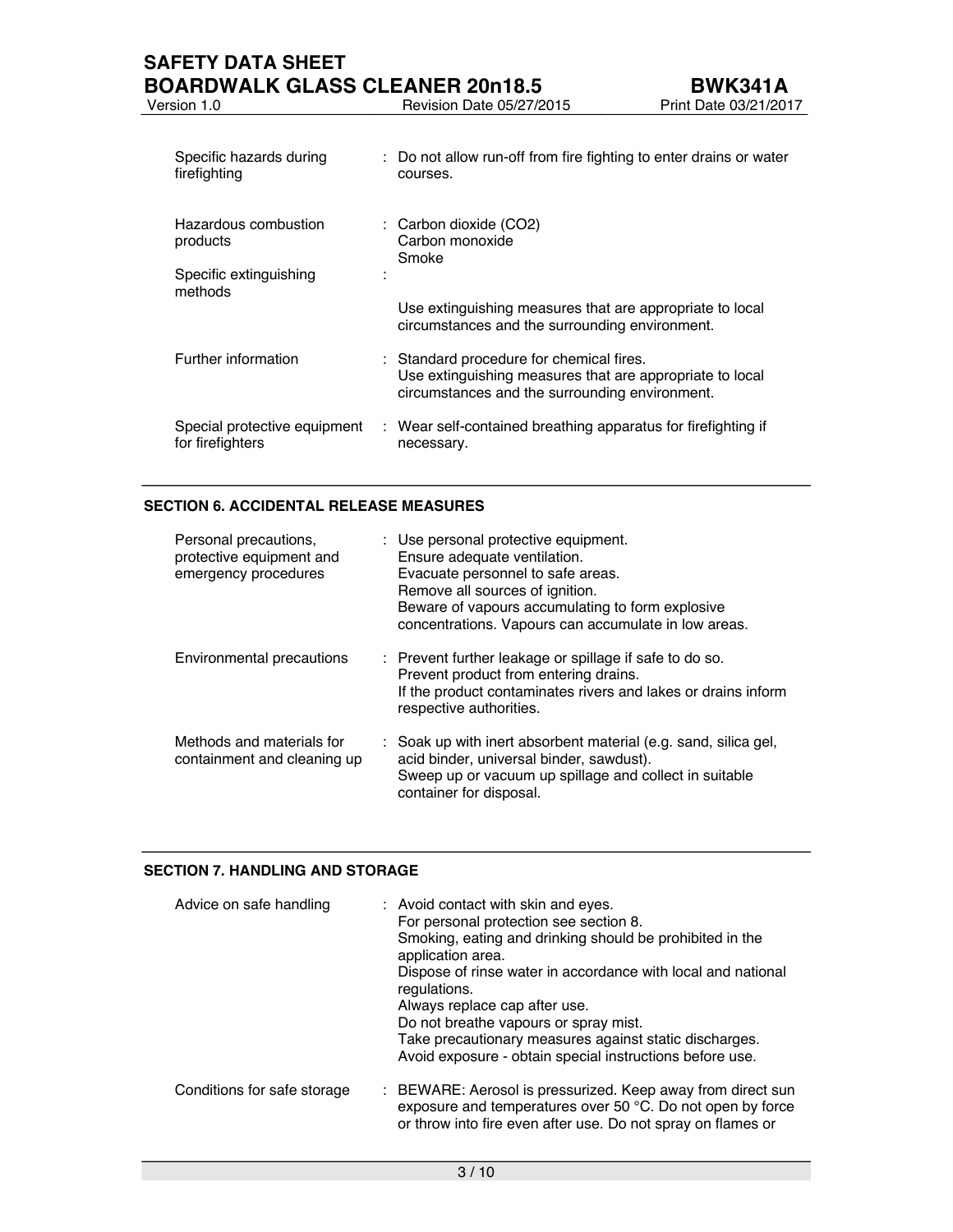| | |
|---|---|
| Specific hazards during firefighting | : Do not allow run-off from fire fighting to enter drains or water courses. |
| Hazardous combustion products | : Carbon dioxide ($CO_2$)<br>Carbon monoxide<br>Smoke |
| Specific extinguishing methods | : <br>Use extinguishing measures that are appropriate to local circumstances and the surrounding environment. |
| Further information | : Standard procedure for chemical fires.<br>Use extinguishing measures that are appropriate to local circumstances and the surrounding environment. |
| Special protective equipment for firefighters | : Wear self-contained breathing apparatus for firefighting if necessary. |

## SECTION 6. ACCIDENTAL RELEASE MEASURES

| | |
|---|---|
| Personal precautions, protective equipment and emergency procedures | : Use personal protective equipment.<br>Ensure adequate ventilation.<br>Evacuate personnel to safe areas.<br>Remove all sources of ignition.<br>Beware of vapours accumulating to form explosive concentrations. Vapours can accumulate in low areas. |
| Environmental precautions | : Prevent further leakage or spillage if safe to do so.<br>Prevent product from entering drains.<br>If the product contaminates rivers and lakes or drains inform respective authorities. |
| Methods and materials for containment and cleaning up | : Soak up with inert absorbent material (e.g. sand, silica gel, acid binder, universal binder, sawdust).<br>Sweep up or vacuum up spillage and collect in suitable container for disposal. |

## SECTION 7. HANDLING AND STORAGE

| | |
|---|---|
| Advice on safe handling | : Avoid contact with skin and eyes.<br>For personal protection see section 8.<br>Smoking, eating and drinking should be prohibited in the application area.<br>Dispose of rinse water in accordance with local and national regulations.<br>Always replace cap after use.<br>Do not breathe vapours or spray mist.<br>Take precautionary measures against static discharges.<br>Avoid exposure - obtain special instructions before use. |
| Conditions for safe storage | : BEWARE: Aerosol is pressurized. Keep away from direct sun exposure and temperatures over 50 °C. Do not open by force or throw into fire even after use. Do not spray on flames or |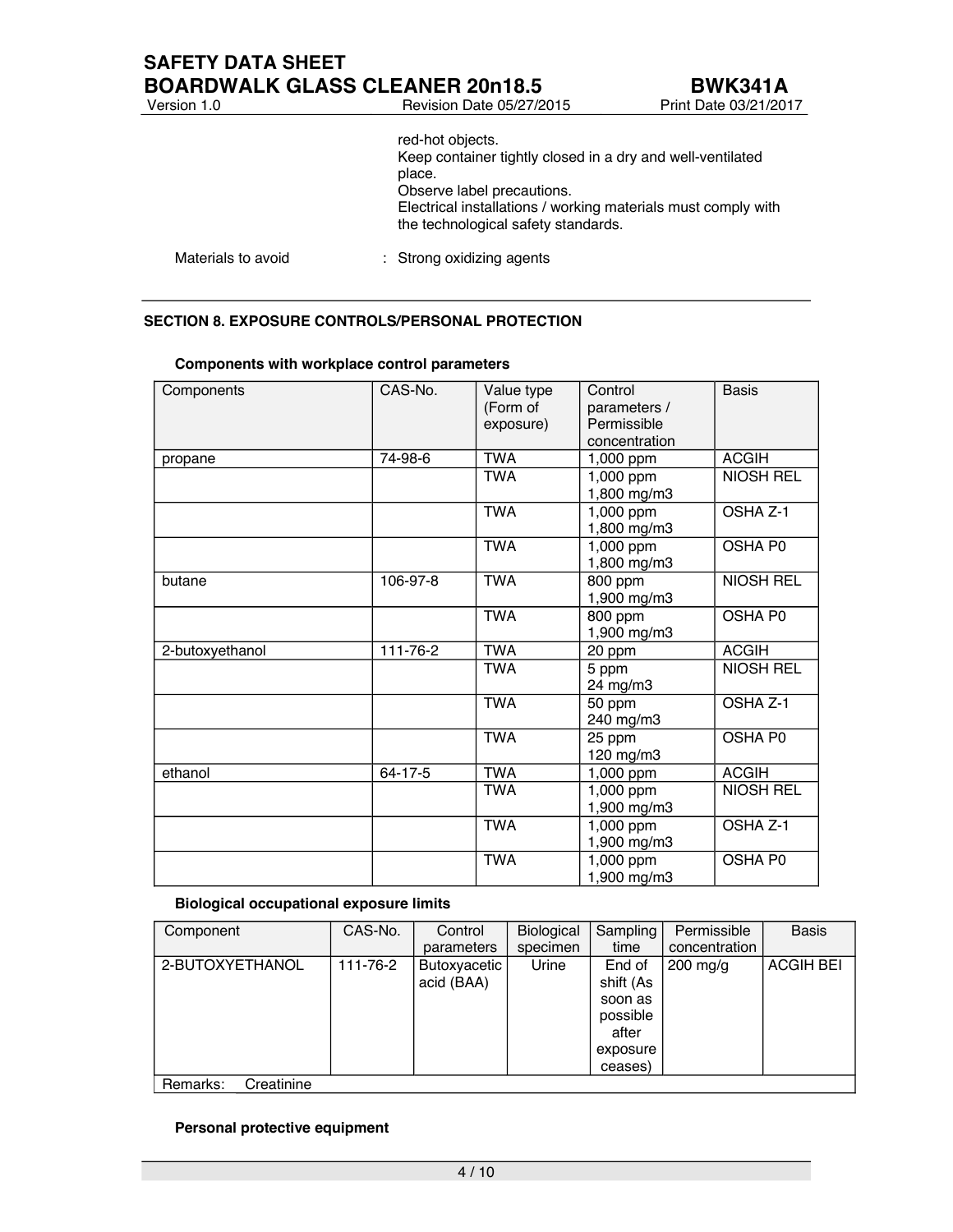red-hot objects.
Keep container tightly closed in a dry and well-ventilated place.
Observe label precautions.
Electrical installations / working materials must comply with the technological safety standards.

Materials to avoid : Strong oxidizing agents

## SECTION 8. EXPOSURE CONTROLS/PERSONAL PROTECTION

**Components with workplace control parameters**

| Components | CAS-No. | Value type (Form of exposure) | Control parameters / Permissible concentration | Basis |
|---|---|---|---|---|
| propane | 74-98-6 | TWA | 1,000 ppm | ACGIH |
| | | TWA | 1,000 ppm 1,800 mg/m3 | NIOSH REL |
| | | TWA | 1,000 ppm 1,800 mg/m3 | OSHA Z-1 |
| | | TWA | 1,000 ppm 1,800 mg/m3 | OSHA P0 |
| butane | 106-97-8 | TWA | 800 ppm 1,900 mg/m3 | NIOSH REL |
| | | TWA | 800 ppm 1,900 mg/m3 | OSHA P0 |
| 2-butoxyethanol | 111-76-2 | TWA | 20 ppm | ACGIH |
| | | TWA | 5 ppm 24 mg/m3 | NIOSH REL |
| | | TWA | 50 ppm 240 mg/m3 | OSHA Z-1 |
| | | TWA | 25 ppm 120 mg/m3 | OSHA P0 |
| ethanol | 64-17-5 | TWA | 1,000 ppm | ACGIH |
| | | TWA | 1,000 ppm 1,900 mg/m3 | NIOSH REL |
| | | TWA | 1,000 ppm 1,900 mg/m3 | OSHA Z-1 |
| | | TWA | 1,000 ppm 1,900 mg/m3 | OSHA P0 |

**Biological occupational exposure limits**

| Component | CAS-No. | Control parameters | Biological specimen | Sampling time | Permissible concentration | Basis |
|---|---|---|---|---|---|---|
| 2-BUTOXYETHANOL | 111-76-2 | Butoxyacetic acid (BAA) | Urine | End of shift (As soon as possible after exposure ceases) | 200 mg/g | ACGIH BEI |
| Remarks: Creatinine | | | | | | |

**Personal protective equipment**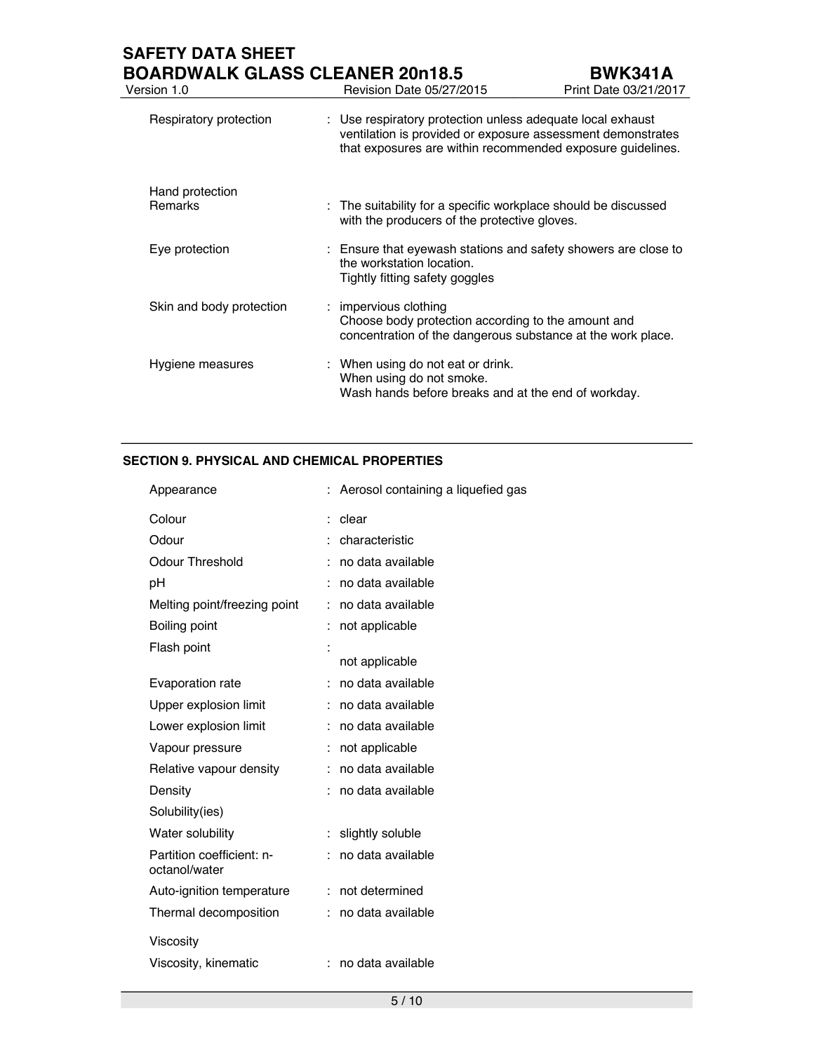| | | |
|---|---|---|
| Respiratory protection | : | Use respiratory protection unless adequate local exhaust ventilation is provided or exposure assessment demonstrates that exposures are within recommended exposure guidelines. |
| Hand protection | | |
| Remarks | : | The suitability for a specific workplace should be discussed with the producers of the protective gloves. |
| Eye protection | : | Ensure that eyewash stations and safety showers are close to the workstation location.<br>Tightly fitting safety goggles |
| Skin and body protection | : | impervious clothing<br>Choose body protection according to the amount and concentration of the dangerous substance at the work place. |
| Hygiene measures | : | When using do not eat or drink.<br>When using do not smoke.<br>Wash hands before breaks and at the end of workday. |

## SECTION 9. PHYSICAL AND CHEMICAL PROPERTIES

| | | |
|---|---|---|
| Appearance | : | Aerosol containing a liquefied gas |
| Colour | : | clear |
| Odour | : | characteristic |
| Odour Threshold | : | no data available |
| pH | : | no data available |
| Melting point/freezing point | : | no data available |
| Boiling point | : | not applicable |
| Flash point | : | not applicable |
| Evaporation rate | : | no data available |
| Upper explosion limit | : | no data available |
| Lower explosion limit | : | no data available |
| Vapour pressure | : | not applicable |
| Relative vapour density | : | no data available |
| Density | : | no data available |
| Solubility(ies) | | |
| Water solubility | : | slightly soluble |
| Partition coefficient: n-octanol/water | : | no data available |
| Auto-ignition temperature | : | not determined |
| Thermal decomposition | : | no data available |
| Viscosity | | |
| Viscosity, kinematic | : | no data available |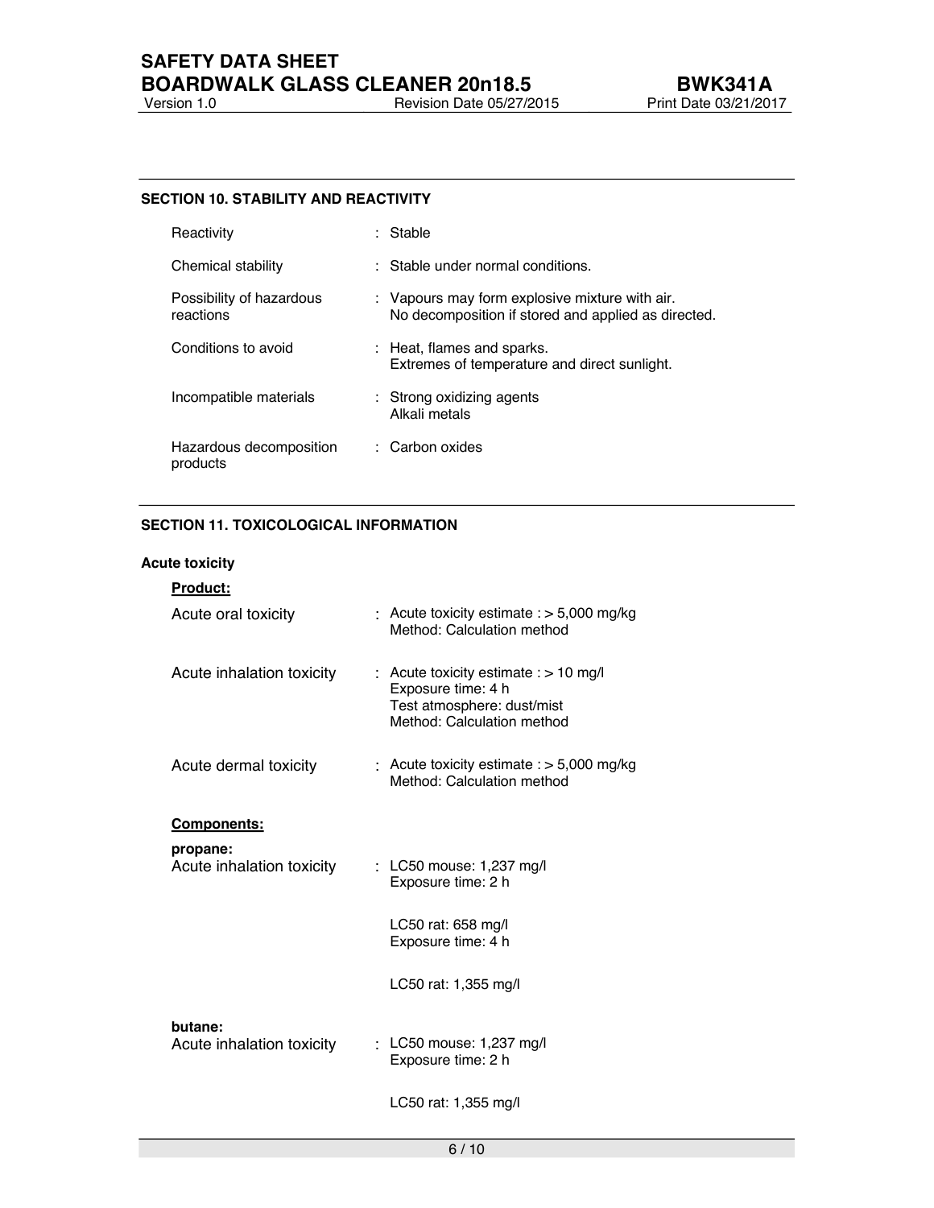## SECTION 10. STABILITY AND REACTIVITY

| | |
|---|---|
| Reactivity | : Stable |
| Chemical stability | : Stable under normal conditions. |
| Possibility of hazardous reactions | : Vapours may form explosive mixture with air.<br>No decomposition if stored and applied as directed. |
| Conditions to avoid | : Heat, flames and sparks.<br>Extremes of temperature and direct sunlight. |
| Incompatible materials | : Strong oxidizing agents<br>Alkali metals |
| Hazardous decomposition products | : Carbon oxides |

## SECTION 11. TOXICOLOGICAL INFORMATION

### Acute toxicity

**Product:**

| | |
|---|---|
| Acute oral toxicity | : Acute toxicity estimate : > 5,000 mg/kg<br>Method: Calculation method |
| Acute inhalation toxicity | : Acute toxicity estimate : > 10 mg/l<br>Exposure time: 4 h<br>Test atmosphere: dust/mist<br>Method: Calculation method |
| Acute dermal toxicity | : Acute toxicity estimate : > 5,000 mg/kg<br>Method: Calculation method |

**Components:**

**propane:**

| | |
|---|---|
| Acute inhalation toxicity | : LC50 mouse: 1,237 mg/l<br>Exposure time: 2 h |
| | LC50 rat: 658 mg/l<br>Exposure time: 4 h |
| | LC50 rat: 1,355 mg/l |

**butane:**

| | |
|---|---|
| Acute inhalation toxicity | : LC50 mouse: 1,237 mg/l<br>Exposure time: 2 h |
| | LC50 rat: 1,355 mg/l |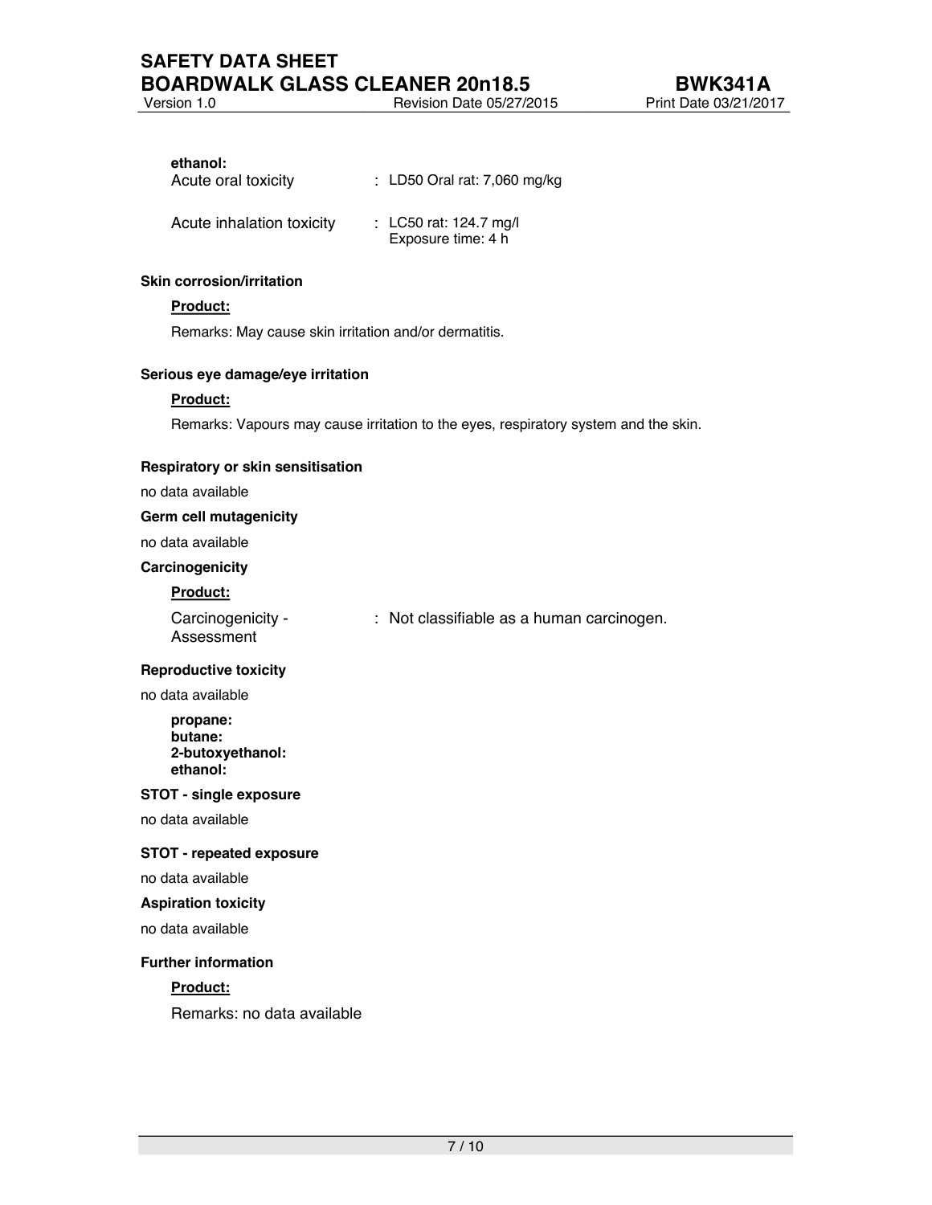**ethanol:**

Acute oral toxicity : LD50 Oral rat: 7,060 mg/kg

Acute inhalation toxicity : LC50 rat: 124.7 mg/l
Exposure time: 4 h

**Skin corrosion/irritation**

**Product:**

Remarks: May cause skin irritation and/or dermatitis.

**Serious eye damage/eye irritation**

**Product:**

Remarks: Vapours may cause irritation to the eyes, respiratory system and the skin.

**Respiratory or skin sensitisation**

no data available

**Germ cell mutagenicity**

no data available

**Carcinogenicity**

**Product:**

Carcinogenicity - Assessment : Not classifiable as a human carcinogen.

**Reproductive toxicity**

no data available

**propane:**
**butane:**
**2-butoxyethanol:**
**ethanol:**

**STOT - single exposure**

no data available

**STOT - repeated exposure**

no data available

**Aspiration toxicity**

no data available

**Further information**

**Product:**

Remarks: no data available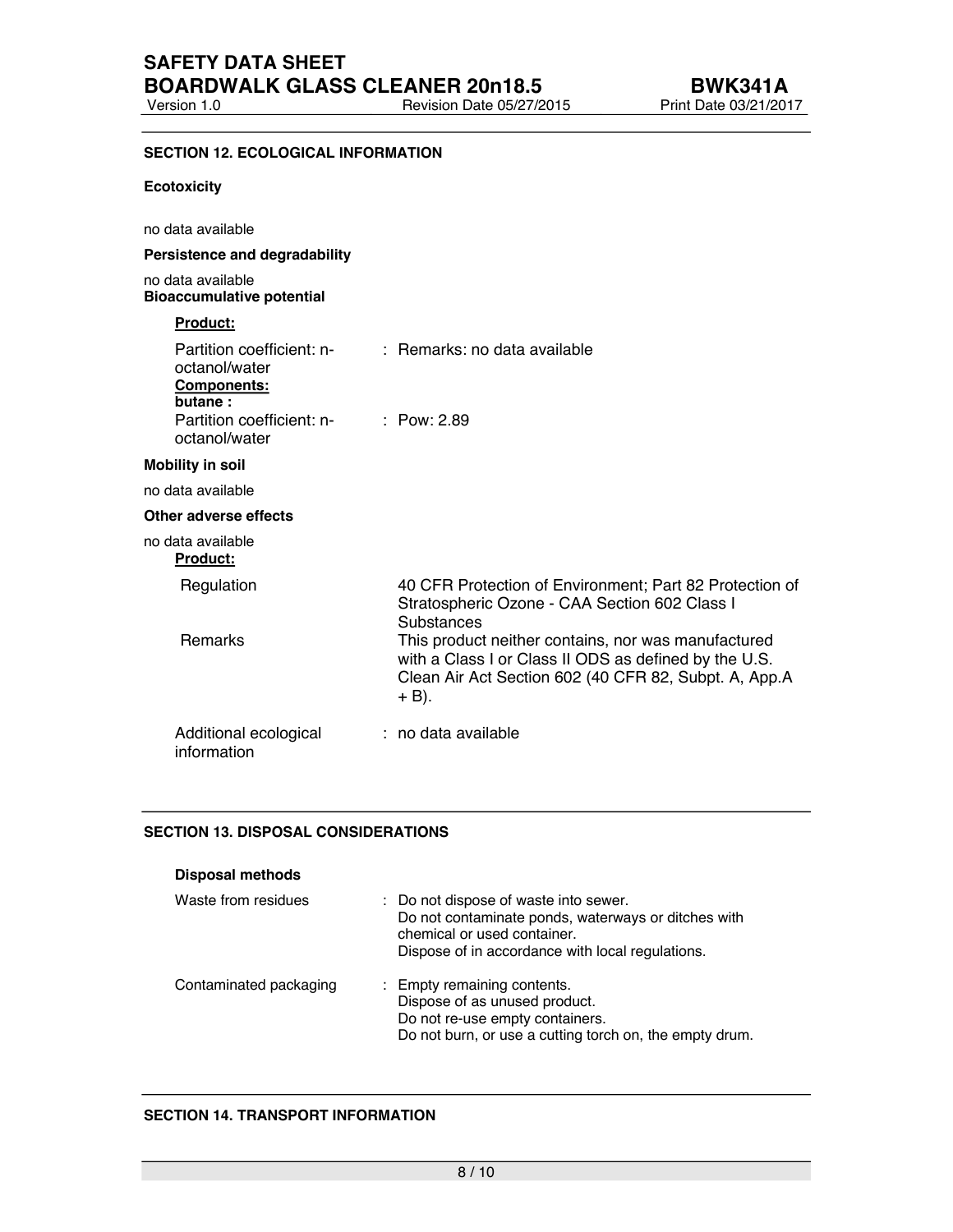## SECTION 12. ECOLOGICAL INFORMATION

### Ecotoxicity

no data available

### Persistence and degradability

no data available

### Bioaccumulative potential

**Product:**

| | |
|---|---|
| Partition coefficient: n-octanol/water | : Remarks: no data available |

**Components:**

**butane :**

| | |
|---|---|
| Partition coefficient: n-octanol/water | : Pow: 2.89 |

### Mobility in soil

no data available

### Other adverse effects

no data available

**Product:**

| | |
|---|---|
| Regulation | 40 CFR Protection of Environment; Part 82 Protection of Stratospheric Ozone - CAA Section 602 Class I Substances |
| Remarks | This product neither contains, nor was manufactured with a Class I or Class II ODS as defined by the U.S. Clean Air Act Section 602 (40 CFR 82, Subpt. A, App.A + B). |
| Additional ecological information | : no data available |

## SECTION 13. DISPOSAL CONSIDERATIONS

### Disposal methods

| | |
|---|---|
| Waste from residues | : Do not dispose of waste into sewer.<br>Do not contaminate ponds, waterways or ditches with chemical or used container.<br>Dispose of in accordance with local regulations. |
| Contaminated packaging | : Empty remaining contents.<br>Dispose of as unused product.<br>Do not re-use empty containers.<br>Do not burn, or use a cutting torch on, the empty drum. |

## SECTION 14. TRANSPORT INFORMATION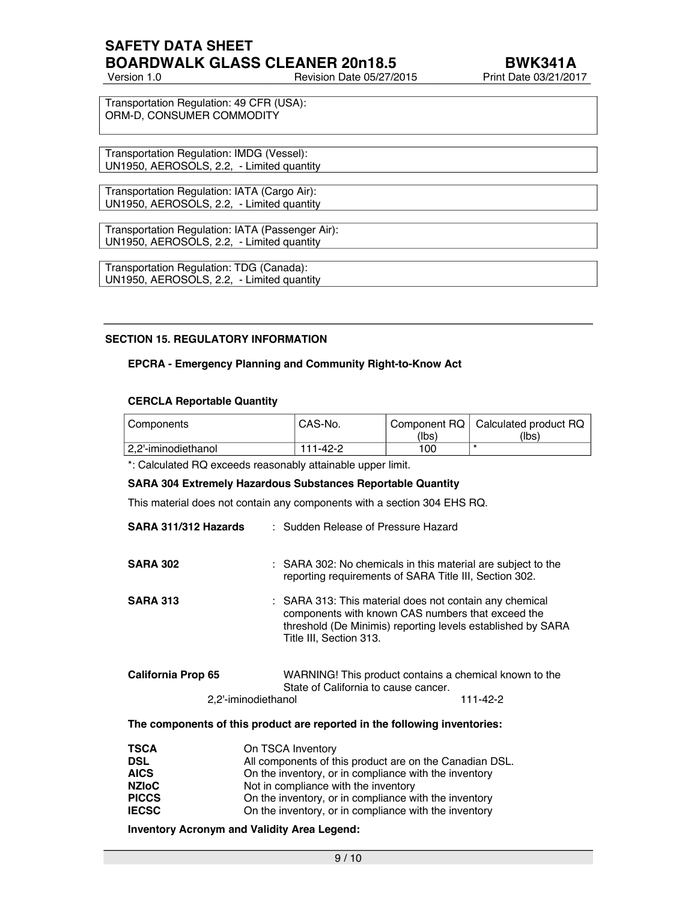Transportation Regulation: 49 CFR (USA):
ORM-D, CONSUMER COMMODITY

Transportation Regulation: IMDG (Vessel):
UN1950, AEROSOLS, 2.2, - Limited quantity

Transportation Regulation: IATA (Cargo Air):
UN1950, AEROSOLS, 2.2, - Limited quantity

Transportation Regulation: IATA (Passenger Air):
UN1950, AEROSOLS, 2.2, - Limited quantity

Transportation Regulation: TDG (Canada):
UN1950, AEROSOLS, 2.2, - Limited quantity

## SECTION 15. REGULATORY INFORMATION

**EPCRA - Emergency Planning and Community Right-to-Know Act**

**CERCLA Reportable Quantity**

| Components | CAS-No. | Component RQ (lbs) | Calculated product RQ (lbs) |
|---|---|---|---|
| 2,2'-iminodiethanol | 111-42-2 | 100 | * |

*: Calculated RQ exceeds reasonably attainable upper limit.

**SARA 304 Extremely Hazardous Substances Reportable Quantity**

This material does not contain any components with a section 304 EHS RQ.

**SARA 311/312 Hazards** : Sudden Release of Pressure Hazard

**SARA 302** : SARA 302: No chemicals in this material are subject to the reporting requirements of SARA Title III, Section 302.

**SARA 313** : SARA 313: This material does not contain any chemical components with known CAS numbers that exceed the threshold (De Minimis) reporting levels established by SARA Title III, Section 313.

**California Prop 65** WARNING! This product contains a chemical known to the State of California to cause cancer.

2,2'-iminodiethanol 111-42-2

**The components of this product are reported in the following inventories:**

**TSCA** On TSCA Inventory
**DSL** All components of this product are on the Canadian DSL.
**AICS** On the inventory, or in compliance with the inventory
**NZIoC** Not in compliance with the inventory
**PICCS** On the inventory, or in compliance with the inventory
**IECSC** On the inventory, or in compliance with the inventory

**Inventory Acronym and Validity Area Legend:**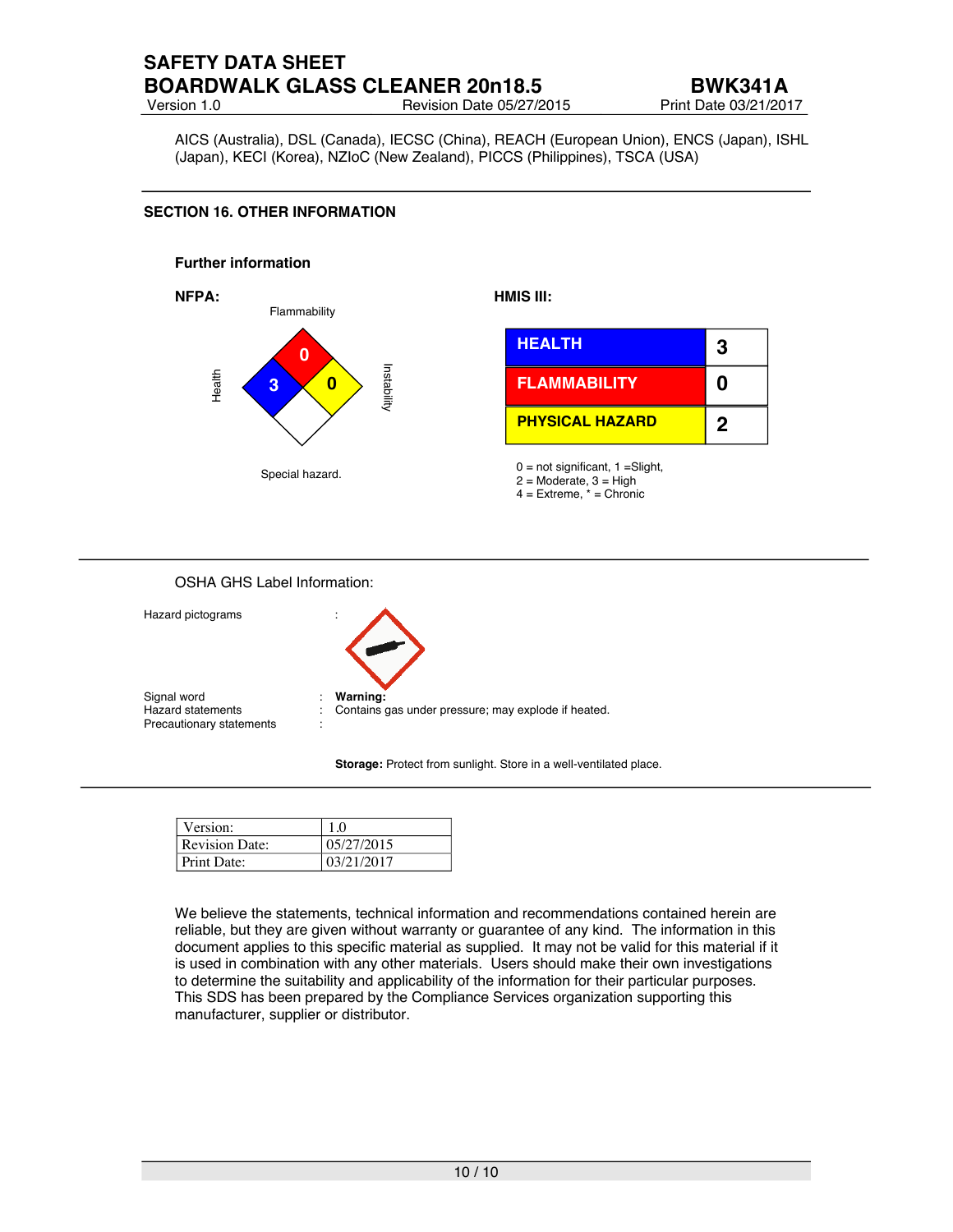AICS (Australia), DSL (Canada), IECSC (China), REACH (European Union), ENCS (Japan), ISHL (Japan), KECI (Korea), NZIoC (New Zealand), PICCS (Philippines), TSCA (USA)

## SECTION 16. OTHER INFORMATION

### Further information

**NFPA:**

Flammability

0

Health

3

0

Instability

Special hazard.

**HMIS III:**

| | |
|---|---|
| HEALTH | 3 |
| FLAMMABILITY | 0 |
| PHYSICAL HAZARD | 2 |

0 = not significant, 1 =Slight,
2 = Moderate, 3 = High
4 = Extreme, * = Chronic

OSHA GHS Label Information:

Hazard pictograms :

Signal word : **Warning:**
Hazard statements : Contains gas under pressure; may explode if heated.
Precautionary statements :

**Storage:** Protect from sunlight. Store in a well-ventilated place.

| | |
|---|---|
| Version: | 1.0 |
| Revision Date: | 05/27/2015 |
| Print Date: | 03/21/2017 |

We believe the statements, technical information and recommendations contained herein are reliable, but they are given without warranty or guarantee of any kind. The information in this document applies to this specific material as supplied. It may not be valid for this material if it is used in combination with any other materials. Users should make their own investigations to determine the suitability and applicability of the information for their particular purposes. This SDS has been prepared by the Compliance Services organization supporting this manufacturer, supplier or distributor.